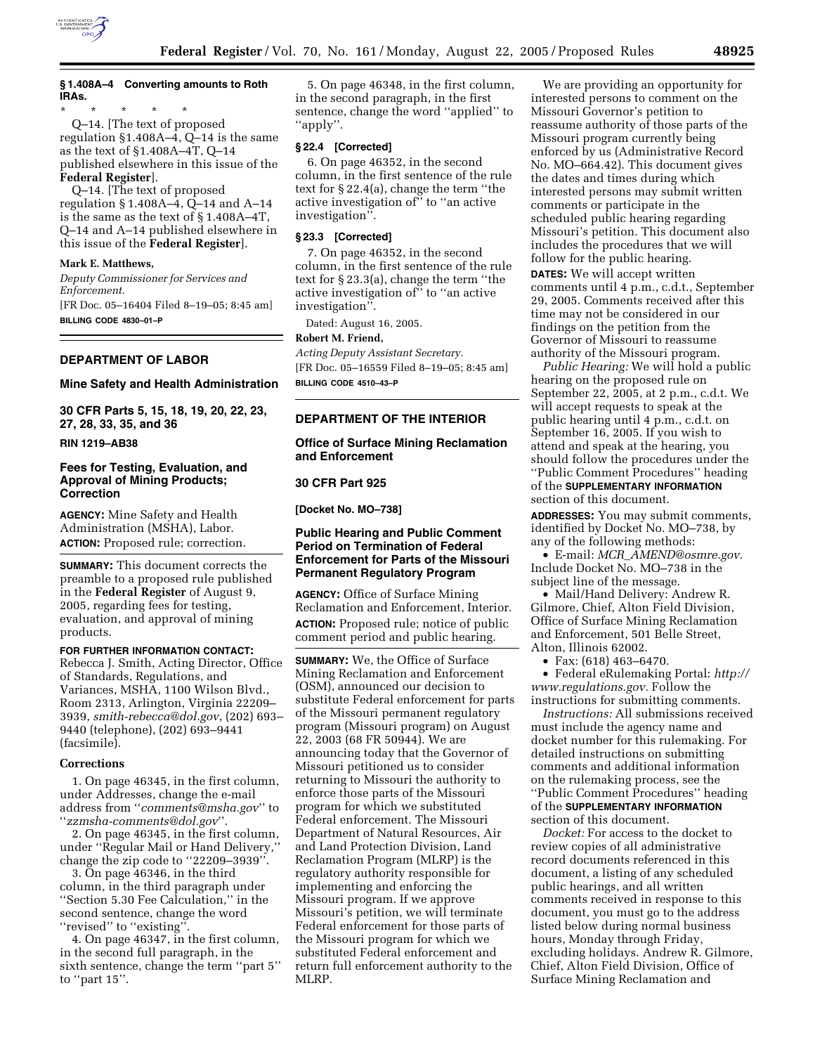**§ 1.408A–4 Converting amounts to Roth IRAs.**

\* \* \* \* \*

Q–14. [The text of proposed regulation §1.408A–4, Q–14 is the same as the text of §1.408A–4T, Q–14 published elsewhere in this issue of the **Federal Register**].

Q–14. [The text of proposed regulation § 1.408A–4, Q–14 and A–14 is the same as the text of § 1.408A–4T, Q–14 and A–14 published elsewhere in this issue of the **Federal Register**].

**Mark E. Matthews,**

*Deputy Commissioner for Services and Enforcement.*

[FR Doc. 05–16404 Filed 8–19–05; 8:45 am]

**BILLING CODE 4830–01–P**

---

## DEPARTMENT OF LABOR

### Mine Safety and Health Administration

### 30 CFR Parts 5, 15, 18, 19, 20, 22, 23, 27, 28, 33, 35, and 36

**RIN 1219–AB38**

### Fees for Testing, Evaluation, and Approval of Mining Products; Correction

**AGENCY:** Mine Safety and Health Administration (MSHA), Labor.

**ACTION:** Proposed rule; correction.

**SUMMARY:** This document corrects the preamble to a proposed rule published in the **Federal Register** of August 9, 2005, regarding fees for testing, evaluation, and approval of mining products.

**FOR FURTHER INFORMATION CONTACT:** Rebecca J. Smith, Acting Director, Office of Standards, Regulations, and Variances, MSHA, 1100 Wilson Blvd., Room 2313, Arlington, Virginia 22209–3939, *smith-rebecca@dol.gov*, (202) 693–9440 (telephone), (202) 693–9441 (facsimile).

#### Corrections

1. On page 46345, in the first column, under Addresses, change the e-mail address from ''*comments@msha.gov*'' to ''*zzmsha-comments@dol.gov*''.

2. On page 46345, in the first column, under ''Regular Mail or Hand Delivery,'' change the zip code to ''22209–3939''.

3. On page 46346, in the third column, in the third paragraph under ''Section 5.30 Fee Calculation,'' in the second sentence, change the word ''revised'' to ''existing''.

4. On page 46347, in the first column, in the second full paragraph, in the sixth sentence, change the term ''part 5'' to ''part 15''.

5. On page 46348, in the first column, in the second paragraph, in the first sentence, change the word ''applied'' to ''apply''.

**§ 22.4 [Corrected]**

6. On page 46352, in the second column, in the first sentence of the rule text for § 22.4(a), change the term ''the active investigation of'' to ''an active investigation''.

**§ 23.3 [Corrected]**

7. On page 46352, in the second column, in the first sentence of the rule text for § 23.3(a), change the term ''the active investigation of'' to ''an active investigation''.

Dated: August 16, 2005.

**Robert M. Friend,**

*Acting Deputy Assistant Secretary.*

[FR Doc. 05–16559 Filed 8–19–05; 8:45 am]

**BILLING CODE 4510–43–P**

---

## DEPARTMENT OF THE INTERIOR

### Office of Surface Mining Reclamation and Enforcement

### 30 CFR Part 925

**[Docket No. MO–738]**

### Public Hearing and Public Comment Period on Termination of Federal Enforcement for Parts of the Missouri Permanent Regulatory Program

**AGENCY:** Office of Surface Mining Reclamation and Enforcement, Interior.

**ACTION:** Proposed rule; notice of public comment period and public hearing.

**SUMMARY:** We, the Office of Surface Mining Reclamation and Enforcement (OSM), announced our decision to substitute Federal enforcement for parts of the Missouri permanent regulatory program (Missouri program) on August 22, 2003 (68 FR 50944). We are announcing today that the Governor of Missouri petitioned us to consider returning to Missouri the authority to enforce those parts of the Missouri program for which we substituted Federal enforcement. The Missouri Department of Natural Resources, Air and Land Protection Division, Land Reclamation Program (MLRP) is the regulatory authority responsible for implementing and enforcing the Missouri program. If we approve Missouri's petition, we will terminate Federal enforcement for those parts of the Missouri program for which we substituted Federal enforcement and return full enforcement authority to the MLRP.

We are providing an opportunity for interested persons to comment on the Missouri Governor's petition to reassume authority of those parts of the Missouri program currently being enforced by us (Administrative Record No. MO–664.42). This document gives the dates and times during which interested persons may submit written comments or participate in the scheduled public hearing regarding Missouri's petition. This document also includes the procedures that we will follow for the public hearing.

**DATES:** We will accept written comments until 4 p.m., c.d.t., September 29, 2005. Comments received after this time may not be considered in our findings on the petition from the Governor of Missouri to reassume authority of the Missouri program.

*Public Hearing:* We will hold a public hearing on the proposed rule on September 22, 2005, at 2 p.m., c.d.t. We will accept requests to speak at the public hearing until 4 p.m., c.d.t. on September 16, 2005. If you wish to attend and speak at the hearing, you should follow the procedures under the ''Public Comment Procedures'' heading of the **SUPPLEMENTARY INFORMATION** section of this document.

**ADDRESSES:** You may submit comments, identified by Docket No. MO–738, by any of the following methods:

- E-mail: *MCR_AMEND@osmre.gov*. Include Docket No. MO–738 in the subject line of the message.
- Mail/Hand Delivery: Andrew R. Gilmore, Chief, Alton Field Division, Office of Surface Mining Reclamation and Enforcement, 501 Belle Street, Alton, Illinois 62002.
- Fax: (618) 463–6470.
- Federal eRulemaking Portal: *http://www.regulations.gov*. Follow the instructions for submitting comments.

*Instructions:* All submissions received must include the agency name and docket number for this rulemaking. For detailed instructions on submitting comments and additional information on the rulemaking process, see the ''Public Comment Procedures'' heading of the **SUPPLEMENTARY INFORMATION** section of this document.

*Docket:* For access to the docket to review copies of all administrative record documents referenced in this document, a listing of any scheduled public hearings, and all written comments received in response to this document, you must go to the address listed below during normal business hours, Monday through Friday, excluding holidays. Andrew R. Gilmore, Chief, Alton Field Division, Office of Surface Mining Reclamation and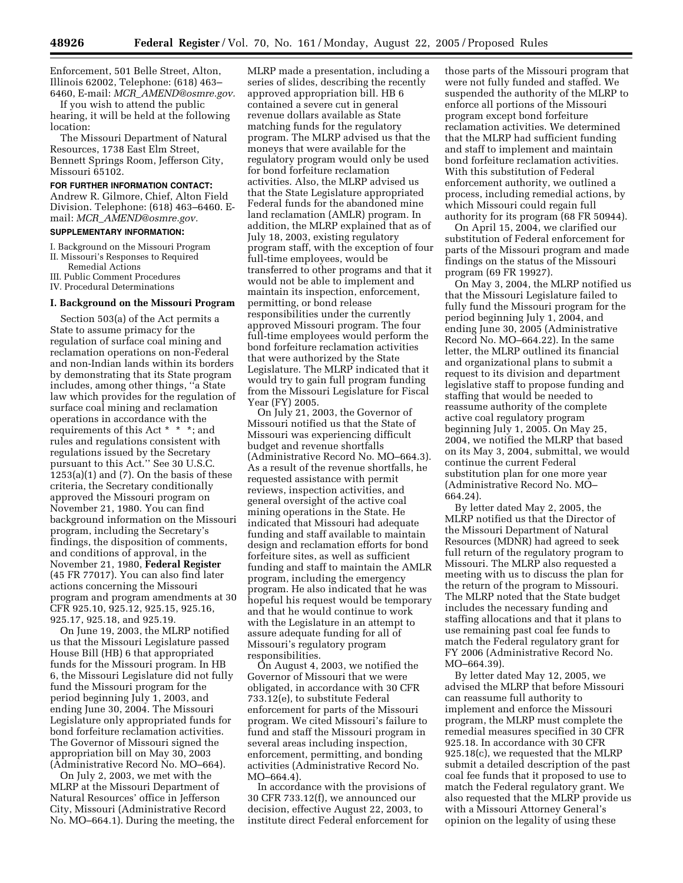Enforcement, 501 Belle Street, Alton, Illinois 62002, Telephone: (618) 463–6460, E-mail: *MCR_AMEND@osmre.gov.*

If you wish to attend the public hearing, it will be held at the following location:

The Missouri Department of Natural Resources, 1738 East Elm Street, Bennett Springs Room, Jefferson City, Missouri 65102.

**FOR FURTHER INFORMATION CONTACT:** Andrew R. Gilmore, Chief, Alton Field Division. Telephone: (618) 463–6460. E-mail: *MCR_AMEND@osmre.gov.*

**SUPPLEMENTARY INFORMATION:**

I. Background on the Missouri Program
II. Missouri's Responses to Required Remedial Actions
III. Public Comment Procedures
IV. Procedural Determinations

**I. Background on the Missouri Program**

Section 503(a) of the Act permits a State to assume primacy for the regulation of surface coal mining and reclamation operations on non-Federal and non-Indian lands within its borders by demonstrating that its State program includes, among other things, ''a State law which provides for the regulation of surface coal mining and reclamation operations in accordance with the requirements of this Act * * *; and rules and regulations consistent with regulations issued by the Secretary pursuant to this Act.'' See 30 U.S.C. 1253(a)(1) and (7). On the basis of these criteria, the Secretary conditionally approved the Missouri program on November 21, 1980. You can find background information on the Missouri program, including the Secretary's findings, the disposition of comments, and conditions of approval, in the November 21, 1980, **Federal Register** (45 FR 77017). You can also find later actions concerning the Missouri program and program amendments at 30 CFR 925.10, 925.12, 925.15, 925.16, 925.17, 925.18, and 925.19.

On June 19, 2003, the MLRP notified us that the Missouri Legislature passed House Bill (HB) 6 that appropriated funds for the Missouri program. In HB 6, the Missouri Legislature did not fully fund the Missouri program for the period beginning July 1, 2003, and ending June 30, 2004. The Missouri Legislature only appropriated funds for bond forfeiture reclamation activities. The Governor of Missouri signed the appropriation bill on May 30, 2003 (Administrative Record No. MO–664).

On July 2, 2003, we met with the MLRP at the Missouri Department of Natural Resources' office in Jefferson City, Missouri (Administrative Record No. MO–664.1). During the meeting, the MLRP made a presentation, including a series of slides, describing the recently approved appropriation bill. HB 6 contained a severe cut in general revenue dollars available as State matching funds for the regulatory program. The MLRP advised us that the moneys that were available for the regulatory program would only be used for bond forfeiture reclamation activities. Also, the MLRP advised us that the State Legislature appropriated Federal funds for the abandoned mine land reclamation (AMLR) program. In addition, the MLRP explained that as of July 18, 2003, existing regulatory program staff, with the exception of four full-time employees, would be transferred to other programs and that it would not be able to implement and maintain its inspection, enforcement, permitting, or bond release responsibilities under the currently approved Missouri program. The four full-time employees would perform the bond forfeiture reclamation activities that were authorized by the State Legislature. The MLRP indicated that it would try to gain full program funding from the Missouri Legislature for Fiscal Year (FY) 2005.

On July 21, 2003, the Governor of Missouri notified us that the State of Missouri was experiencing difficult budget and revenue shortfalls (Administrative Record No. MO–664.3). As a result of the revenue shortfalls, he requested assistance with permit reviews, inspection activities, and general oversight of the active coal mining operations in the State. He indicated that Missouri had adequate funding and staff available to maintain design and reclamation efforts for bond forfeiture sites, as well as sufficient funding and staff to maintain the AMLR program, including the emergency program. He also indicated that he was hopeful his request would be temporary and that he would continue to work with the Legislature in an attempt to assure adequate funding for all of Missouri's regulatory program responsibilities.

On August 4, 2003, we notified the Governor of Missouri that we were obligated, in accordance with 30 CFR 733.12(e), to substitute Federal enforcement for parts of the Missouri program. We cited Missouri's failure to fund and staff the Missouri program in several areas including inspection, enforcement, permitting, and bonding activities (Administrative Record No. MO–664.4).

In accordance with the provisions of 30 CFR 733.12(f), we announced our decision, effective August 22, 2003, to institute direct Federal enforcement for those parts of the Missouri program that were not fully funded and staffed. We suspended the authority of the MLRP to enforce all portions of the Missouri program except bond forfeiture reclamation activities. We determined that the MLRP had sufficient funding and staff to implement and maintain bond forfeiture reclamation activities. With this substitution of Federal enforcement authority, we outlined a process, including remedial actions, by which Missouri could regain full authority for its program (68 FR 50944).

On April 15, 2004, we clarified our substitution of Federal enforcement for parts of the Missouri program and made findings on the status of the Missouri program (69 FR 19927).

On May 3, 2004, the MLRP notified us that the Missouri Legislature failed to fully fund the Missouri program for the period beginning July 1, 2004, and ending June 30, 2005 (Administrative Record No. MO–664.22). In the same letter, the MLRP outlined its financial and organizational plans to submit a request to its division and department legislative staff to propose funding and staffing that would be needed to reassume authority of the complete active coal regulatory program beginning July 1, 2005. On May 25, 2004, we notified the MLRP that based on its May 3, 2004, submittal, we would continue the current Federal substitution plan for one more year (Administrative Record No. MO–664.24).

By letter dated May 2, 2005, the MLRP notified us that the Director of the Missouri Department of Natural Resources (MDNR) had agreed to seek full return of the regulatory program to Missouri. The MLRP also requested a meeting with us to discuss the plan for the return of the program to Missouri. The MLRP noted that the State budget includes the necessary funding and staffing allocations and that it plans to use remaining past coal fee funds to match the Federal regulatory grant for FY 2006 (Administrative Record No. MO–664.39).

By letter dated May 12, 2005, we advised the MLRP that before Missouri can reassume full authority to implement and enforce the Missouri program, the MLRP must complete the remedial measures specified in 30 CFR 925.18. In accordance with 30 CFR 925.18(c), we requested that the MLRP submit a detailed description of the past coal fee funds that it proposed to use to match the Federal regulatory grant. We also requested that the MLRP provide us with a Missouri Attorney General's opinion on the legality of using these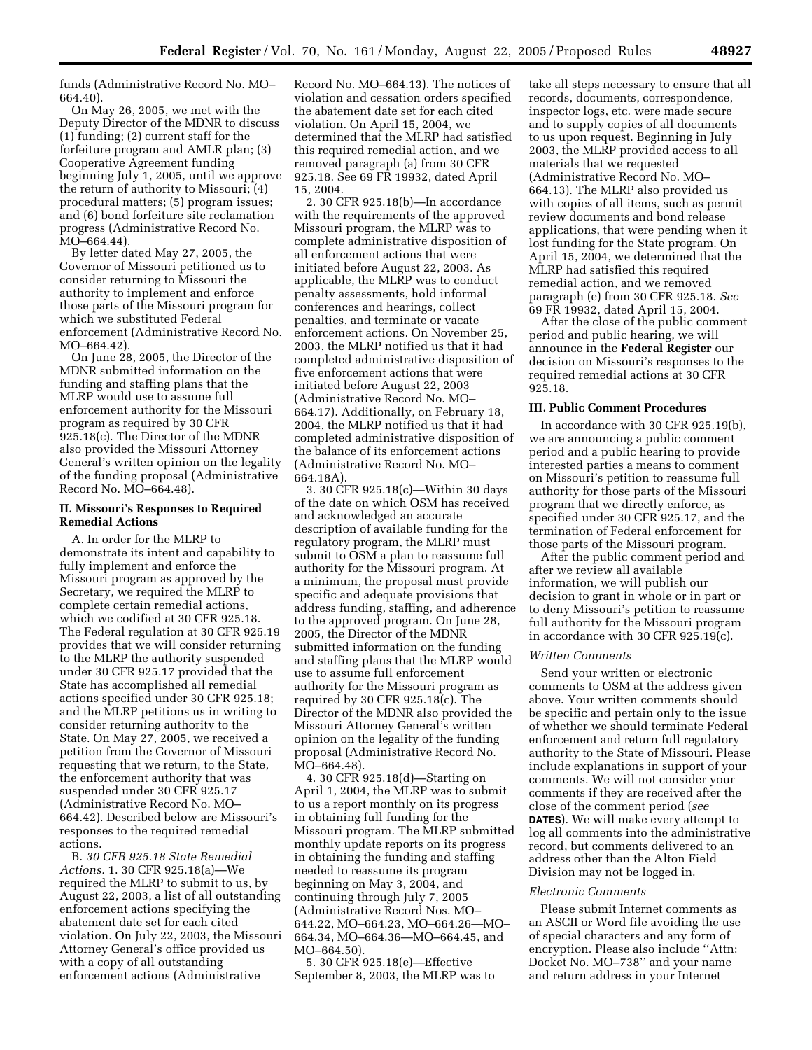funds (Administrative Record No. MO–664.40).

On May 26, 2005, we met with the Deputy Director of the MDNR to discuss (1) funding; (2) current staff for the forfeiture program and AMLR plan; (3) Cooperative Agreement funding beginning July 1, 2005, until we approve the return of authority to Missouri; (4) procedural matters; (5) program issues; and (6) bond forfeiture site reclamation progress (Administrative Record No. MO–664.44).

By letter dated May 27, 2005, the Governor of Missouri petitioned us to consider returning to Missouri the authority to implement and enforce those parts of the Missouri program for which we substituted Federal enforcement (Administrative Record No. MO–664.42).

On June 28, 2005, the Director of the MDNR submitted information on the funding and staffing plans that the MLRP would use to assume full enforcement authority for the Missouri program as required by 30 CFR 925.18(c). The Director of the MDNR also provided the Missouri Attorney General's written opinion on the legality of the funding proposal (Administrative Record No. MO–664.48).

## II. Missouri's Responses to Required Remedial Actions

A. In order for the MLRP to demonstrate its intent and capability to fully implement and enforce the Missouri program as approved by the Secretary, we required the MLRP to complete certain remedial actions, which we codified at 30 CFR 925.18. The Federal regulation at 30 CFR 925.19 provides that we will consider returning to the MLRP the authority suspended under 30 CFR 925.17 provided that the State has accomplished all remedial actions specified under 30 CFR 925.18; and the MLRP petitions us in writing to consider returning authority to the State. On May 27, 2005, we received a petition from the Governor of Missouri requesting that we return, to the State, the enforcement authority that was suspended under 30 CFR 925.17 (Administrative Record No. MO–664.42). Described below are Missouri's responses to the required remedial actions.

B. *30 CFR 925.18 State Remedial Actions.* 1. 30 CFR 925.18(a)—We required the MLRP to submit to us, by August 22, 2003, a list of all outstanding enforcement actions specifying the abatement date set for each cited violation. On July 22, 2003, the Missouri Attorney General's office provided us with a copy of all outstanding enforcement actions (Administrative Record No. MO–664.13). The notices of violation and cessation orders specified the abatement date set for each cited violation. On April 15, 2004, we determined that the MLRP had satisfied this required remedial action, and we removed paragraph (a) from 30 CFR 925.18. See 69 FR 19932, dated April 15, 2004.

2. 30 CFR 925.18(b)—In accordance with the requirements of the approved Missouri program, the MLRP was to complete administrative disposition of all enforcement actions that were initiated before August 22, 2003. As applicable, the MLRP was to conduct penalty assessments, hold informal conferences and hearings, collect penalties, and terminate or vacate enforcement actions. On November 25, 2003, the MLRP notified us that it had completed administrative disposition of five enforcement actions that were initiated before August 22, 2003 (Administrative Record No. MO–664.17). Additionally, on February 18, 2004, the MLRP notified us that it had completed administrative disposition of the balance of its enforcement actions (Administrative Record No. MO–664.18A).

3. 30 CFR 925.18(c)—Within 30 days of the date on which OSM has received and acknowledged an accurate description of available funding for the regulatory program, the MLRP must submit to OSM a plan to reassume full authority for the Missouri program. At a minimum, the proposal must provide specific and adequate provisions that address funding, staffing, and adherence to the approved program. On June 28, 2005, the Director of the MDNR submitted information on the funding and staffing plans that the MLRP would use to assume full enforcement authority for the Missouri program as required by 30 CFR 925.18(c). The Director of the MDNR also provided the Missouri Attorney General's written opinion on the legality of the funding proposal (Administrative Record No. MO–664.48).

4. 30 CFR 925.18(d)—Starting on April 1, 2004, the MLRP was to submit to us a report monthly on its progress in obtaining full funding for the Missouri program. The MLRP submitted monthly update reports on its progress in obtaining the funding and staffing needed to reassume its program beginning on May 3, 2004, and continuing through July 7, 2005 (Administrative Record Nos. MO–644.22, MO–664.23, MO–664.26—MO–664.34, MO–664.36—MO–664.45, and MO–664.50).

5. 30 CFR 925.18(e)—Effective September 8, 2003, the MLRP was to take all steps necessary to ensure that all records, documents, correspondence, inspector logs, etc. were made secure and to supply copies of all documents to us upon request. Beginning in July 2003, the MLRP provided access to all materials that we requested (Administrative Record No. MO–664.13). The MLRP also provided us with copies of all items, such as permit review documents and bond release applications, that were pending when it lost funding for the State program. On April 15, 2004, we determined that the MLRP had satisfied this required remedial action, and we removed paragraph (e) from 30 CFR 925.18. *See* 69 FR 19932, dated April 15, 2004.

After the close of the public comment period and public hearing, we will announce in the **Federal Register** our decision on Missouri's responses to the required remedial actions at 30 CFR 925.18.

## III. Public Comment Procedures

In accordance with 30 CFR 925.19(b), we are announcing a public comment period and a public hearing to provide interested parties a means to comment on Missouri's petition to reassume full authority for those parts of the Missouri program that we directly enforce, as specified under 30 CFR 925.17, and the termination of Federal enforcement for those parts of the Missouri program.

After the public comment period and after we review all available information, we will publish our decision to grant in whole or in part or to deny Missouri's petition to reassume full authority for the Missouri program in accordance with 30 CFR 925.19(c).

### *Written Comments*

Send your written or electronic comments to OSM at the address given above. Your written comments should be specific and pertain only to the issue of whether we should terminate Federal enforcement and return full regulatory authority to the State of Missouri. Please include explanations in support of your comments. We will not consider your comments if they are received after the close of the comment period (*see* **DATES**). We will make every attempt to log all comments into the administrative record, but comments delivered to an address other than the Alton Field Division may not be logged in.

### *Electronic Comments*

Please submit Internet comments as an ASCII or Word file avoiding the use of special characters and any form of encryption. Please also include "Attn: Docket No. MO–738" and your name and return address in your Internet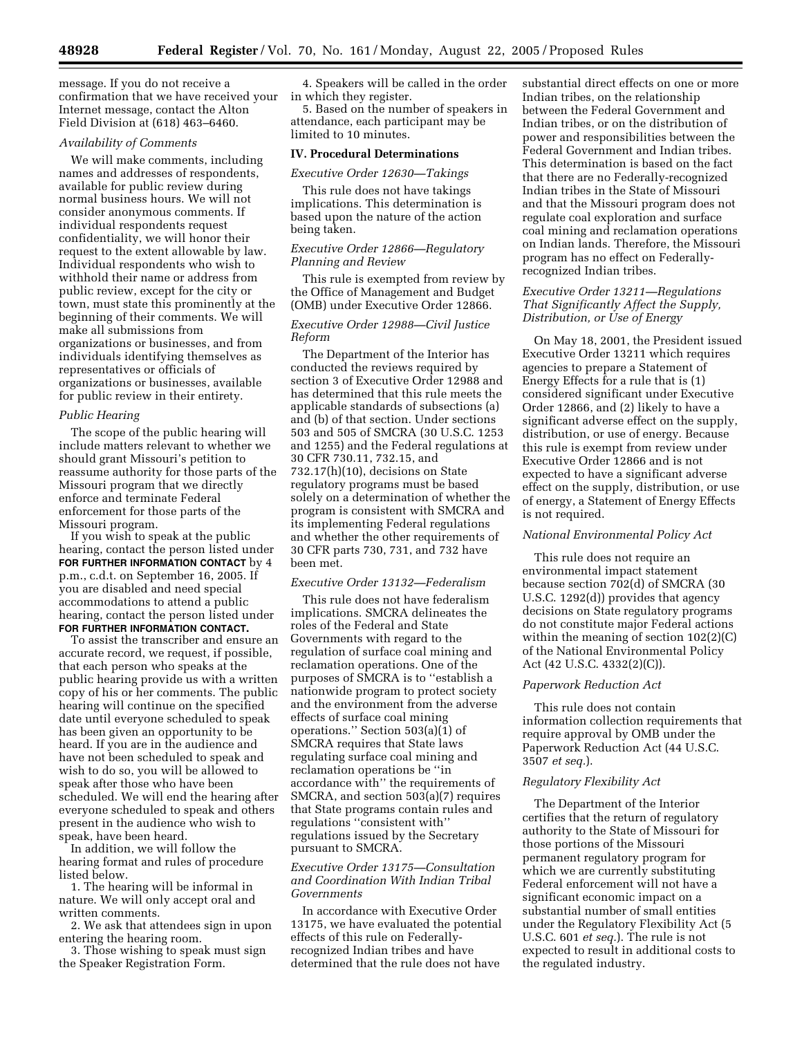message. If you do not receive a confirmation that we have received your Internet message, contact the Alton Field Division at (618) 463–6460.

*Availability of Comments*

We will make comments, including names and addresses of respondents, available for public review during normal business hours. We will not consider anonymous comments. If individual respondents request confidentiality, we will honor their request to the extent allowable by law. Individual respondents who wish to withhold their name or address from public review, except for the city or town, must state this prominently at the beginning of their comments. We will make all submissions from organizations or businesses, and from individuals identifying themselves as representatives or officials of organizations or businesses, available for public review in their entirety.

*Public Hearing*

The scope of the public hearing will include matters relevant to whether we should grant Missouri's petition to reassume authority for those parts of the Missouri program that we directly enforce and terminate Federal enforcement for those parts of the Missouri program.

If you wish to speak at the public hearing, contact the person listed under **FOR FURTHER INFORMATION CONTACT** by 4 p.m., c.d.t. on September 16, 2005. If you are disabled and need special accommodations to attend a public hearing, contact the person listed under **FOR FURTHER INFORMATION CONTACT.**

To assist the transcriber and ensure an accurate record, we request, if possible, that each person who speaks at the public hearing provide us with a written copy of his or her comments. The public hearing will continue on the specified date until everyone scheduled to speak has been given an opportunity to be heard. If you are in the audience and have not been scheduled to speak and wish to do so, you will be allowed to speak after those who have been scheduled. We will end the hearing after everyone scheduled to speak and others present in the audience who wish to speak, have been heard.

In addition, we will follow the hearing format and rules of procedure listed below.

1. The hearing will be informal in nature. We will only accept oral and written comments.
2. We ask that attendees sign in upon entering the hearing room.
3. Those wishing to speak must sign the Speaker Registration Form.
4. Speakers will be called in the order in which they register.
5. Based on the number of speakers in attendance, each participant may be limited to 10 minutes.

## IV. Procedural Determinations

*Executive Order 12630—Takings*

This rule does not have takings implications. This determination is based upon the nature of the action being taken.

*Executive Order 12866—Regulatory Planning and Review*

This rule is exempted from review by the Office of Management and Budget (OMB) under Executive Order 12866.

*Executive Order 12988—Civil Justice Reform*

The Department of the Interior has conducted the reviews required by section 3 of Executive Order 12988 and has determined that this rule meets the applicable standards of subsections (a) and (b) of that section. Under sections 503 and 505 of SMCRA (30 U.S.C. 1253 and 1255) and the Federal regulations at 30 CFR 730.11, 732.15, and 732.17(h)(10), decisions on State regulatory programs must be based solely on a determination of whether the program is consistent with SMCRA and its implementing Federal regulations and whether the other requirements of 30 CFR parts 730, 731, and 732 have been met.

*Executive Order 13132—Federalism*

This rule does not have federalism implications. SMCRA delineates the roles of the Federal and State Governments with regard to the regulation of surface coal mining and reclamation operations. One of the purposes of SMCRA is to ''establish a nationwide program to protect society and the environment from the adverse effects of surface coal mining operations.'' Section 503(a)(1) of SMCRA requires that State laws regulating surface coal mining and reclamation operations be ''in accordance with'' the requirements of SMCRA, and section 503(a)(7) requires that State programs contain rules and regulations ''consistent with'' regulations issued by the Secretary pursuant to SMCRA.

*Executive Order 13175—Consultation and Coordination With Indian Tribal Governments*

In accordance with Executive Order 13175, we have evaluated the potential effects of this rule on Federally-recognized Indian tribes and have determined that the rule does not have substantial direct effects on one or more Indian tribes, on the relationship between the Federal Government and Indian tribes, or on the distribution of power and responsibilities between the Federal Government and Indian tribes. This determination is based on the fact that there are no Federally-recognized Indian tribes in the State of Missouri and that the Missouri program does not regulate coal exploration and surface coal mining and reclamation operations on Indian lands. Therefore, the Missouri program has no effect on Federally-recognized Indian tribes.

*Executive Order 13211—Regulations That Significantly Affect the Supply, Distribution, or Use of Energy*

On May 18, 2001, the President issued Executive Order 13211 which requires agencies to prepare a Statement of Energy Effects for a rule that is (1) considered significant under Executive Order 12866, and (2) likely to have a significant adverse effect on the supply, distribution, or use of energy. Because this rule is exempt from review under Executive Order 12866 and is not expected to have a significant adverse effect on the supply, distribution, or use of energy, a Statement of Energy Effects is not required.

*National Environmental Policy Act*

This rule does not require an environmental impact statement because section 702(d) of SMCRA (30 U.S.C. 1292(d)) provides that agency decisions on State regulatory programs do not constitute major Federal actions within the meaning of section 102(2)(C) of the National Environmental Policy Act (42 U.S.C. 4332(2)(C)).

*Paperwork Reduction Act*

This rule does not contain information collection requirements that require approval by OMB under the Paperwork Reduction Act (44 U.S.C. 3507 *et seq.*).

*Regulatory Flexibility Act*

The Department of the Interior certifies that the return of regulatory authority to the State of Missouri for those portions of the Missouri permanent regulatory program for which we are currently substituting Federal enforcement will not have a significant economic impact on a substantial number of small entities under the Regulatory Flexibility Act (5 U.S.C. 601 *et seq.*). The rule is not expected to result in additional costs to the regulated industry.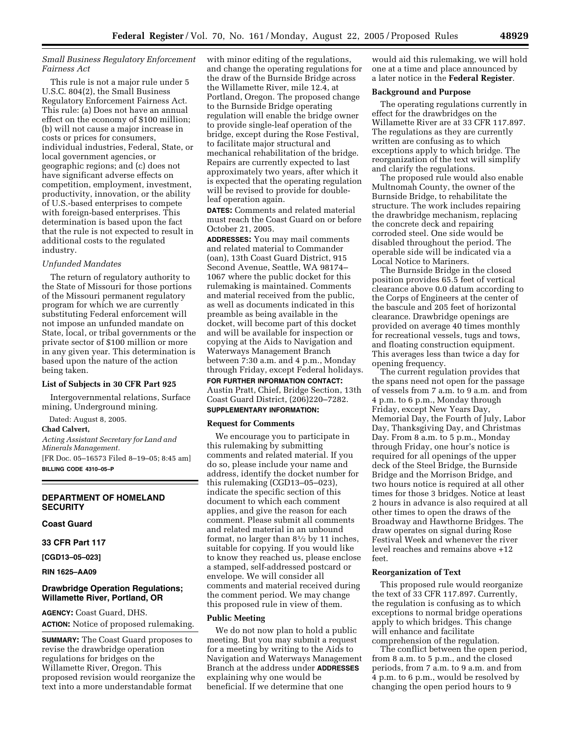*Small Business Regulatory Enforcement Fairness Act*

This rule is not a major rule under 5 U.S.C. 804(2), the Small Business Regulatory Enforcement Fairness Act. This rule: (a) Does not have an annual effect on the economy of $100 million; (b) will not cause a major increase in costs or prices for consumers, individual industries, Federal, State, or local government agencies, or geographic regions; and (c) does not have significant adverse effects on competition, employment, investment, productivity, innovation, or the ability of U.S.-based enterprises to compete with foreign-based enterprises. This determination is based upon the fact that the rule is not expected to result in additional costs to the regulated industry.

*Unfunded Mandates*

The return of regulatory authority to the State of Missouri for those portions of the Missouri permanent regulatory program for which we are currently substituting Federal enforcement will not impose an unfunded mandate on State, local, or tribal governments or the private sector of $100 million or more in any given year. This determination is based upon the nature of the action being taken.

**List of Subjects in 30 CFR Part 925**

Intergovernmental relations, Surface mining, Underground mining.

Dated: August 8, 2005.

**Chad Calvert,**

*Acting Assistant Secretary for Land and Minerals Management.*

[FR Doc. 05–16573 Filed 8–19–05; 8:45 am]

**BILLING CODE 4310–05–P**

---

## DEPARTMENT OF HOMELAND SECURITY

### Coast Guard

### 33 CFR Part 117

**[CGD13–05–023]**

**RIN 1625–AA09**

### Drawbridge Operation Regulations; Willamette River, Portland, OR

**AGENCY:** Coast Guard, DHS.

**ACTION:** Notice of proposed rulemaking.

**SUMMARY:** The Coast Guard proposes to revise the drawbridge operation regulations for bridges on the Willamette River, Oregon. This proposed revision would reorganize the text into a more understandable format with minor editing of the regulations, and change the operating regulations for the draw of the Burnside Bridge across the Willamette River, mile 12.4, at Portland, Oregon. The proposed change to the Burnside Bridge operating regulation will enable the bridge owner to provide single-leaf operation of the bridge, except during the Rose Festival, to facilitate major structural and mechanical rehabilitation of the bridge. Repairs are currently expected to last approximately two years, after which it is expected that the operating regulation will be revised to provide for double-leaf operation again.

**DATES:** Comments and related material must reach the Coast Guard on or before October 21, 2005.

**ADDRESSES:** You may mail comments and related material to Commander (oan), 13th Coast Guard District, 915 Second Avenue, Seattle, WA 98174–1067 where the public docket for this rulemaking is maintained. Comments and material received from the public, as well as documents indicated in this preamble as being available in the docket, will become part of this docket and will be available for inspection or copying at the Aids to Navigation and Waterways Management Branch between 7:30 a.m. and 4 p.m., Monday through Friday, except Federal holidays.

**FOR FURTHER INFORMATION CONTACT:** Austin Pratt, Chief, Bridge Section, 13th Coast Guard District, (206)220–7282.

**SUPPLEMENTARY INFORMATION:**

**Request for Comments**

We encourage you to participate in this rulemaking by submitting comments and related material. If you do so, please include your name and address, identify the docket number for this rulemaking (CGD13–05–023), indicate the specific section of this document to which each comment applies, and give the reason for each comment. Please submit all comments and related material in an unbound format, no larger than 8½ by 11 inches, suitable for copying. If you would like to know they reached us, please enclose a stamped, self-addressed postcard or envelope. We will consider all comments and material received during the comment period. We may change this proposed rule in view of them.

**Public Meeting**

We do not now plan to hold a public meeting. But you may submit a request for a meeting by writing to the Aids to Navigation and Waterways Management Branch at the address under **ADDRESSES** explaining why one would be beneficial. If we determine that one would aid this rulemaking, we will hold one at a time and place announced by a later notice in the **Federal Register**.

**Background and Purpose**

The operating regulations currently in effect for the drawbridges on the Willamette River are at 33 CFR 117.897. The regulations as they are currently written are confusing as to which exceptions apply to which bridge. The reorganization of the text will simplify and clarify the regulations.

The proposed rule would also enable Multnomah County, the owner of the Burnside Bridge, to rehabilitate the structure. The work includes repairing the drawbridge mechanism, replacing the concrete deck and repairing corroded steel. One side would be disabled throughout the period. The operable side will be indicated via a Local Notice to Mariners.

The Burnside Bridge in the closed position provides 65.5 feet of vertical clearance above 0.0 datum according to the Corps of Engineers at the center of the bascule and 205 feet of horizontal clearance. Drawbridge openings are provided on average 40 times monthly for recreational vessels, tugs and tows, and floating construction equipment. This averages less than twice a day for opening frequency.

The current regulation provides that the spans need not open for the passage of vessels from 7 a.m. to 9 a.m. and from 4 p.m. to 6 p.m., Monday through Friday, except New Years Day, Memorial Day, the Fourth of July, Labor Day, Thanksgiving Day, and Christmas Day. From 8 a.m. to 5 p.m., Monday through Friday, one hour's notice is required for all openings of the upper deck of the Steel Bridge, the Burnside Bridge and the Morrison Bridge, and two hours notice is required at all other times for those 3 bridges. Notice at least 2 hours in advance is also required at all other times to open the draws of the Broadway and Hawthorne Bridges. The draw operates on signal during Rose Festival Week and whenever the river level reaches and remains above +12 feet.

**Reorganization of Text**

This proposed rule would reorganize the text of 33 CFR 117.897. Currently, the regulation is confusing as to which exceptions to normal bridge operations apply to which bridges. This change will enhance and facilitate comprehension of the regulation.

The conflict between the open period, from 8 a.m. to 5 p.m., and the closed periods, from 7 a.m. to 9 a.m. and from 4 p.m. to 6 p.m., would be resolved by changing the open period hours to 9